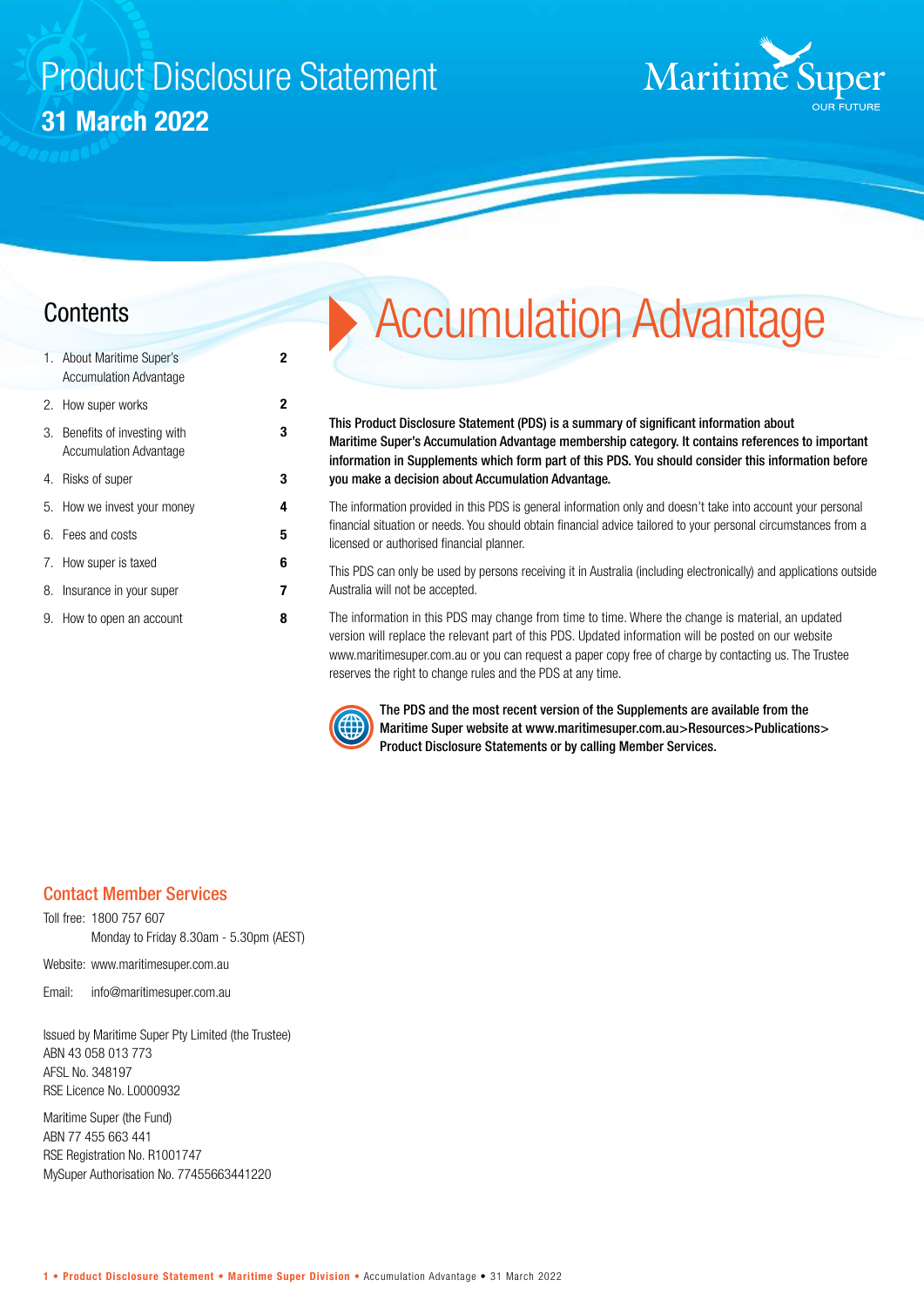# Product Disclosure Statement

**31 March 2022**

Maritime Super
OUR FUTURE

## Contents

| | | |
|---|---|---|
| 1. | About Maritime Super's Accumulation Advantage | **2** |
| 2. | How super works | **2** |
| 3. | Benefits of investing with Accumulation Advantage | **3** |
| 4. | Risks of super | **3** |
| 5. | How we invest your money | **4** |
| 6. | Fees and costs | **5** |
| 7. | How super is taxed | **6** |
| 8. | Insurance in your super | **7** |
| 9. | How to open an account | **8** |

# Accumulation Advantage

**This Product Disclosure Statement (PDS) is a summary of significant information about Maritime Super's Accumulation Advantage membership category. It contains references to important information in Supplements which form part of this PDS. You should consider this information before you make a decision about Accumulation Advantage.**

The information provided in this PDS is general information only and doesn't take into account your personal financial situation or needs. You should obtain financial advice tailored to your personal circumstances from a licensed or authorised financial planner.

This PDS can only be used by persons receiving it in Australia (including electronically) and applications outside Australia will not be accepted.

The information in this PDS may change from time to time. Where the change is material, an updated version will replace the relevant part of this PDS. Updated information will be posted on our website www.maritimesuper.com.au or you can request a paper copy free of charge by contacting us. The Trustee reserves the right to change rules and the PDS at any time.

**The PDS and the most recent version of the Supplements are available from the Maritime Super website at www.maritimesuper.com.au>Resources>Publications> Product Disclosure Statements or by calling Member Services.**

## Contact Member Services

Toll free: 1800 757 607
Monday to Friday 8.30am - 5.30pm (AEST)

Website: www.maritimesuper.com.au

Email: info@maritimesuper.com.au

Issued by Maritime Super Pty Limited (the Trustee)
ABN 43 058 013 773
AFSL No. 348197
RSE Licence No. L0000932

Maritime Super (the Fund)
ABN 77 455 663 441
RSE Registration No. R1001747
MySuper Authorisation No. 77455663441220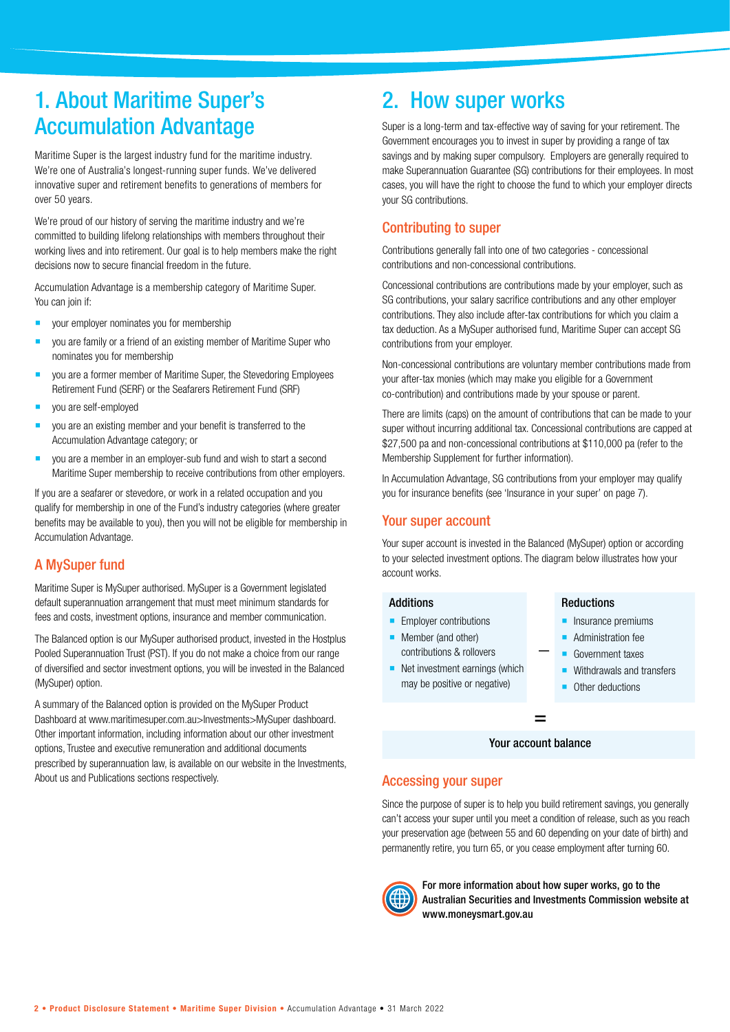# 1. About Maritime Super's Accumulation Advantage

Maritime Super is the largest industry fund for the maritime industry. We're one of Australia's longest-running super funds. We've delivered innovative super and retirement benefits to generations of members for over 50 years.

We're proud of our history of serving the maritime industry and we're committed to building lifelong relationships with members throughout their working lives and into retirement. Our goal is to help members make the right decisions now to secure financial freedom in the future.

Accumulation Advantage is a membership category of Maritime Super. You can join if:

- your employer nominates you for membership
- you are family or a friend of an existing member of Maritime Super who nominates you for membership
- you are a former member of Maritime Super, the Stevedoring Employees Retirement Fund (SERF) or the Seafarers Retirement Fund (SRF)
- you are self-employed
- you are an existing member and your benefit is transferred to the Accumulation Advantage category; or
- you are a member in an employer-sub fund and wish to start a second Maritime Super membership to receive contributions from other employers.

If you are a seafarer or stevedore, or work in a related occupation and you qualify for membership in one of the Fund's industry categories (where greater benefits may be available to you), then you will not be eligible for membership in Accumulation Advantage.

## A MySuper fund

Maritime Super is MySuper authorised. MySuper is a Government legislated default superannuation arrangement that must meet minimum standards for fees and costs, investment options, insurance and member communication.

The Balanced option is our MySuper authorised product, invested in the Hostplus Pooled Superannuation Trust (PST). If you do not make a choice from our range of diversified and sector investment options, you will be invested in the Balanced (MySuper) option.

A summary of the Balanced option is provided on the MySuper Product Dashboard at www.maritimesuper.com.au>Investments>MySuper dashboard. Other important information, including information about our other investment options, Trustee and executive remuneration and additional documents prescribed by superannuation law, is available on our website in the Investments, About us and Publications sections respectively.

# 2. How super works

Super is a long-term and tax-effective way of saving for your retirement. The Government encourages you to invest in super by providing a range of tax savings and by making super compulsory. Employers are generally required to make Superannuation Guarantee (SG) contributions for their employees. In most cases, you will have the right to choose the fund to which your employer directs your SG contributions.

## Contributing to super

Contributions generally fall into one of two categories - concessional contributions and non-concessional contributions.

Concessional contributions are contributions made by your employer, such as SG contributions, your salary sacrifice contributions and any other employer contributions. They also include after-tax contributions for which you claim a tax deduction. As a MySuper authorised fund, Maritime Super can accept SG contributions from your employer.

Non-concessional contributions are voluntary member contributions made from your after-tax monies (which may make you eligible for a Government co-contribution) and contributions made by your spouse or parent.

There are limits (caps) on the amount of contributions that can be made to your super without incurring additional tax. Concessional contributions are capped at $27,500 pa and non-concessional contributions at $110,000 pa (refer to the Membership Supplement for further information).

In Accumulation Advantage, SG contributions from your employer may qualify you for insurance benefits (see 'Insurance in your super' on page 7).

## Your super account

Your super account is invested in the Balanced (MySuper) option or according to your selected investment options. The diagram below illustrates how your account works.

**Additions**

- Employer contributions
- Member (and other) contributions & rollovers
- Net investment earnings (which may be positive or negative)

**–**

**Reductions**

- Insurance premiums
- Administration fee
- Government taxes
- Withdrawals and transfers
- Other deductions

**=**

**Your account balance**

## Accessing your super

Since the purpose of super is to help you build retirement savings, you generally can't access your super until you meet a condition of release, such as you reach your preservation age (between 55 and 60 depending on your date of birth) and permanently retire, you turn 65, or you cease employment after turning 60.

**For more information about how super works, go to the Australian Securities and Investments Commission website at www.moneysmart.gov.au**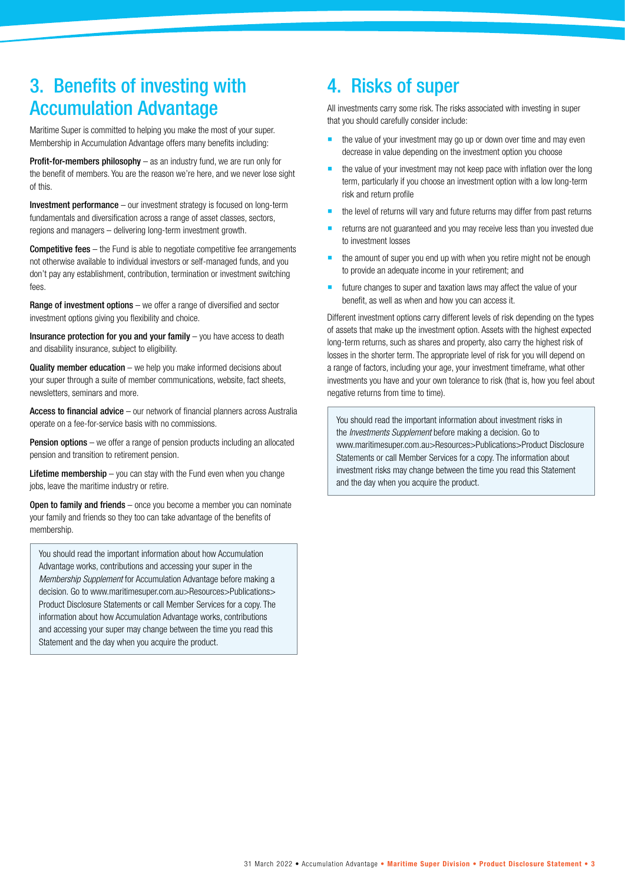## 3. Benefits of investing with Accumulation Advantage

Maritime Super is committed to helping you make the most of your super. Membership in Accumulation Advantage offers many benefits including:

**Profit-for-members philosophy** – as an industry fund, we are run only for the benefit of members. You are the reason we're here, and we never lose sight of this.

**Investment performance** – our investment strategy is focused on long-term fundamentals and diversification across a range of asset classes, sectors, regions and managers – delivering long-term investment growth.

**Competitive fees** – the Fund is able to negotiate competitive fee arrangements not otherwise available to individual investors or self-managed funds, and you don't pay any establishment, contribution, termination or investment switching fees.

**Range of investment options** – we offer a range of diversified and sector investment options giving you flexibility and choice.

**Insurance protection for you and your family** – you have access to death and disability insurance, subject to eligibility.

**Quality member education** – we help you make informed decisions about your super through a suite of member communications, website, fact sheets, newsletters, seminars and more.

**Access to financial advice** – our network of financial planners across Australia operate on a fee-for-service basis with no commissions.

**Pension options** – we offer a range of pension products including an allocated pension and transition to retirement pension.

**Lifetime membership** – you can stay with the Fund even when you change jobs, leave the maritime industry or retire.

**Open to family and friends** – once you become a member you can nominate your family and friends so they too can take advantage of the benefits of membership.

> You should read the important information about how Accumulation Advantage works, contributions and accessing your super in the *Membership Supplement* for Accumulation Advantage before making a decision. Go to www.maritimesuper.com.au>Resources>Publications>Product Disclosure Statements or call Member Services for a copy. The information about how Accumulation Advantage works, contributions and accessing your super may change between the time you read this Statement and the day when you acquire the product.

## 4. Risks of super

All investments carry some risk. The risks associated with investing in super that you should carefully consider include:

- the value of your investment may go up or down over time and may even decrease in value depending on the investment option you choose
- the value of your investment may not keep pace with inflation over the long term, particularly if you choose an investment option with a low long-term risk and return profile
- the level of returns will vary and future returns may differ from past returns
- returns are not guaranteed and you may receive less than you invested due to investment losses
- the amount of super you end up with when you retire might not be enough to provide an adequate income in your retirement; and
- future changes to super and taxation laws may affect the value of your benefit, as well as when and how you can access it.

Different investment options carry different levels of risk depending on the types of assets that make up the investment option. Assets with the highest expected long-term returns, such as shares and property, also carry the highest risk of losses in the shorter term. The appropriate level of risk for you will depend on a range of factors, including your age, your investment timeframe, what other investments you have and your own tolerance to risk (that is, how you feel about negative returns from time to time).

> You should read the important information about investment risks in the *Investments Supplement* before making a decision. Go to www.maritimesuper.com.au>Resources>Publications>Product Disclosure Statements or call Member Services for a copy. The information about investment risks may change between the time you read this Statement and the day when you acquire the product.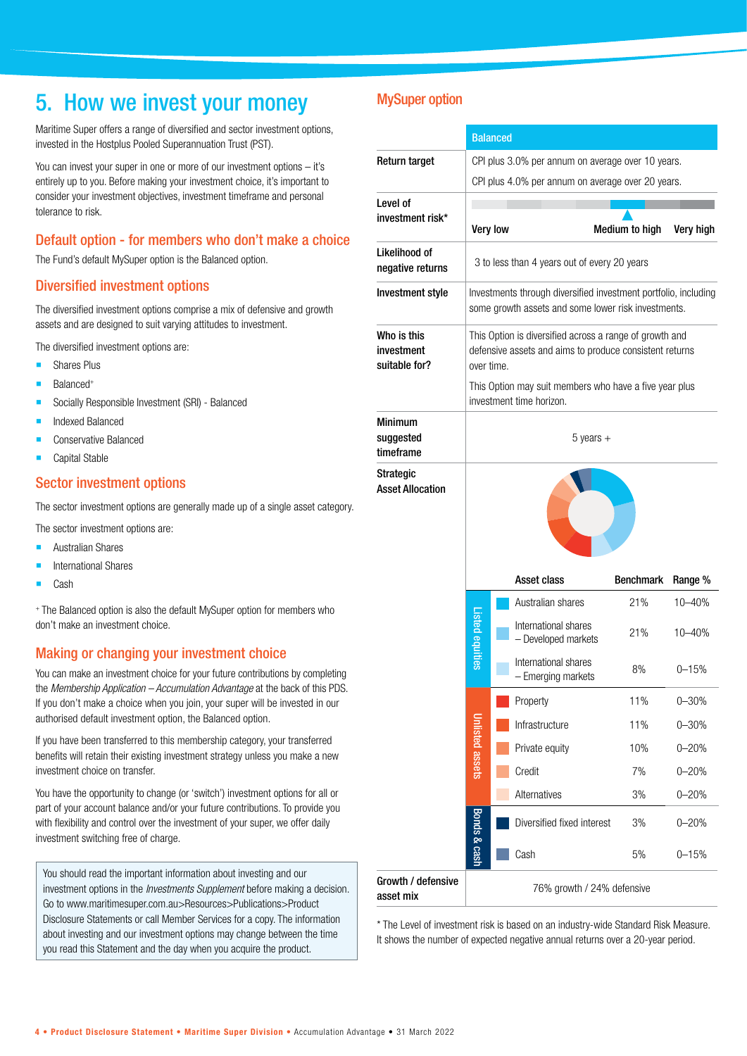# 5. How we invest your money

Maritime Super offers a range of diversified and sector investment options, invested in the Hostplus Pooled Superannuation Trust (PST).

You can invest your super in one or more of our investment options – it's entirely up to you. Before making your investment choice, it's important to consider your investment objectives, investment timeframe and personal tolerance to risk.

## Default option - for members who don't make a choice

The Fund's default MySuper option is the Balanced option.

## Diversified investment options

The diversified investment options comprise a mix of defensive and growth assets and are designed to suit varying attitudes to investment.

The diversified investment options are:

- Shares Plus
- Balanced+
- Socially Responsible Investment (SRI) - Balanced
- Indexed Balanced
- Conservative Balanced
- Capital Stable

## Sector investment options

The sector investment options are generally made up of a single asset category.

The sector investment options are:

- Australian Shares
- International Shares
- Cash

+ The Balanced option is also the default MySuper option for members who don't make an investment choice.

## Making or changing your investment choice

You can make an investment choice for your future contributions by completing the *Membership Application – Accumulation Advantage* at the back of this PDS. If you don't make a choice when you join, your super will be invested in our authorised default investment option, the Balanced option.

If you have been transferred to this membership category, your transferred benefits will retain their existing investment strategy unless you make a new investment choice on transfer.

You have the opportunity to change (or 'switch') investment options for all or part of your account balance and/or your future contributions. To provide you with flexibility and control over the investment of your super, we offer daily investment switching free of charge.

> You should read the important information about investing and our investment options in the *Investments Supplement* before making a decision. Go to www.maritimesuper.com.au>Resources>Publications>Product Disclosure Statements or call Member Services for a copy. The information about investing and our investment options may change between the time you read this Statement and the day when you acquire the product.

## MySuper option

| | Balanced |
|---|---|
| **Return target** | CPI plus 3.0% per annum on average over 10 years. CPI plus 4.0% per annum on average over 20 years. |
| **Level of investment risk*** | Very low … **Medium to high** … Very high |
| **Likelihood of negative returns** | 3 to less than 4 years out of every 20 years |
| **Investment style** | Investments through diversified investment portfolio, including some growth assets and some lower risk investments. |
| **Who is this investment suitable for?** | This Option is diversified across a range of growth and defensive assets and aims to produce consistent returns over time. This Option may suit members who have a five year plus investment time horizon. |
| **Minimum suggested timeframe** | 5 years + |
| **Strategic Asset Allocation** | See table below |
| **Growth / defensive asset mix** | 76% growth / 24% defensive |

**Strategic Asset Allocation**

| | Asset class | Benchmark | Range % |
|---|---|---|---|
| Listed equities | Australian shares | 21% | 10–40% |
| | International shares – Developed markets | 21% | 10–40% |
| | International shares – Emerging markets | 8% | 0–15% |
| Unlisted assets | Property | 11% | 0–30% |
| | Infrastructure | 11% | 0–30% |
| | Private equity | 10% | 0–20% |
| | Credit | 7% | 0–20% |
| | Alternatives | 3% | 0–20% |
| Bonds & cash | Diversified fixed interest | 3% | 0–20% |
| | Cash | 5% | 0–15% |

\* The Level of investment risk is based on an industry-wide Standard Risk Measure. It shows the number of expected negative annual returns over a 20-year period.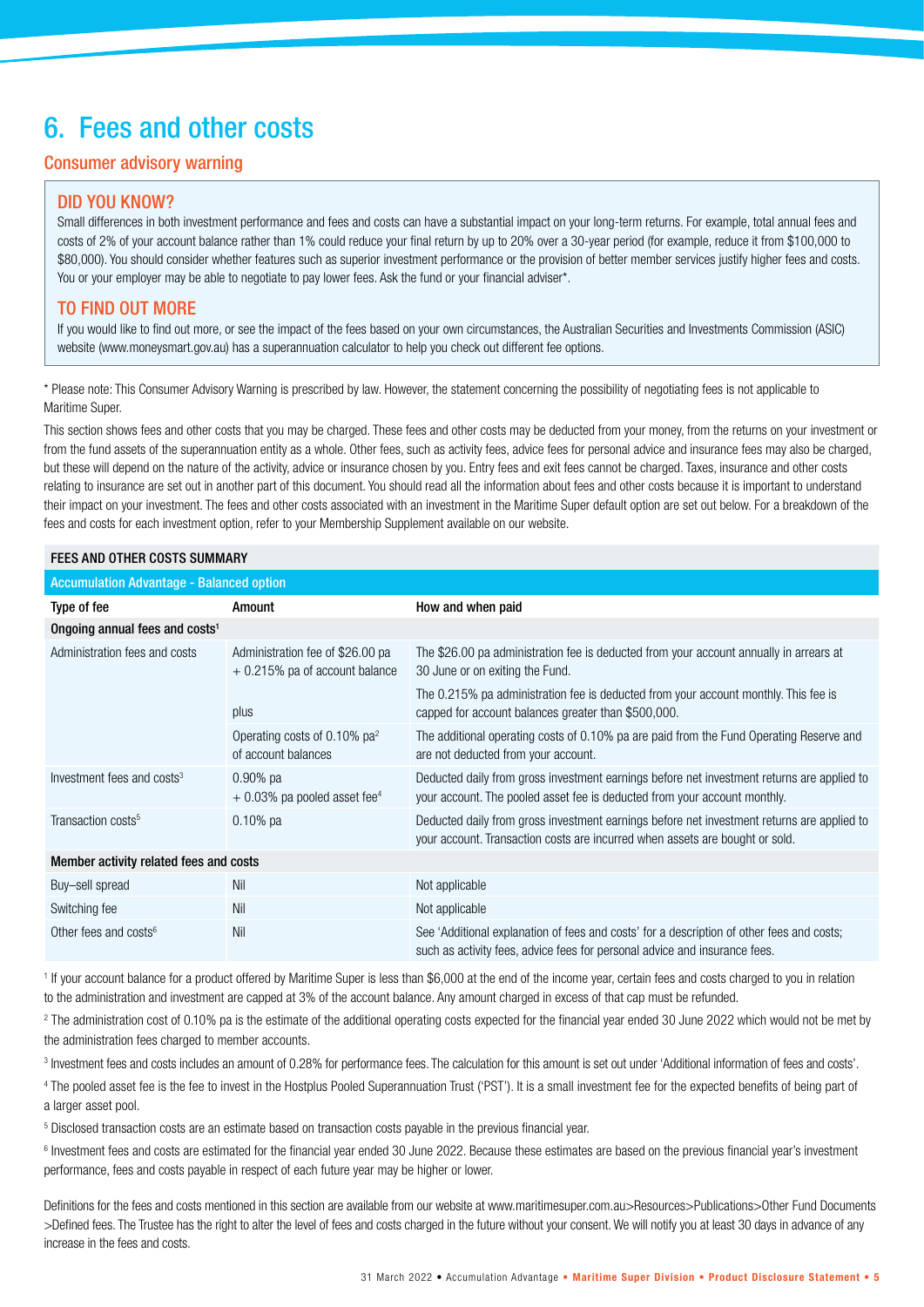# 6. Fees and other costs

## Consumer advisory warning

### DID YOU KNOW?

Small differences in both investment performance and fees and costs can have a substantial impact on your long-term returns. For example, total annual fees and costs of 2% of your account balance rather than 1% could reduce your final return by up to 20% over a 30-year period (for example, reduce it from $100,000 to $80,000). You should consider whether features such as superior investment performance or the provision of better member services justify higher fees and costs. You or your employer may be able to negotiate to pay lower fees. Ask the fund or your financial adviser*.

### TO FIND OUT MORE

If you would like to find out more, or see the impact of the fees based on your own circumstances, the Australian Securities and Investments Commission (ASIC) website (www.moneysmart.gov.au) has a superannuation calculator to help you check out different fee options.

* Please note: This Consumer Advisory Warning is prescribed by law. However, the statement concerning the possibility of negotiating fees is not applicable to Maritime Super.

This section shows fees and other costs that you may be charged. These fees and other costs may be deducted from your money, from the returns on your investment or from the fund assets of the superannuation entity as a whole. Other fees, such as activity fees, advice fees for personal advice and insurance fees may also be charged, but these will depend on the nature of the activity, advice or insurance chosen by you. Entry fees and exit fees cannot be charged. Taxes, insurance and other costs relating to insurance are set out in another part of this document. You should read all the information about fees and other costs because it is important to understand their impact on your investment. The fees and other costs associated with an investment in the Maritime Super default option are set out below. For a breakdown of the fees and costs for each investment option, refer to your Membership Supplement available on our website.

**FEES AND OTHER COSTS SUMMARY**

| Accumulation Advantage - Balanced option | | |
|---|---|---|
| **Type of fee** | **Amount** | **How and when paid** |
| **Ongoing annual fees and costs[1]** | | |
| Administration fees and costs | Administration fee of $26.00 pa + 0.215% pa of account balance | The $26.00 pa administration fee is deducted from your account annually in arrears at 30 June or on exiting the Fund. The 0.215% pa administration fee is deducted from your account monthly. This fee is capped for account balances greater than $500,000. |
| | plus | |
| | Operating costs of 0.10% pa[2] of account balances | The additional operating costs of 0.10% pa are paid from the Fund Operating Reserve and are not deducted from your account. |
| Investment fees and costs[3] | 0.90% pa + 0.03% pa pooled asset fee[4] | Deducted daily from gross investment earnings before net investment returns are applied to your account. The pooled asset fee is deducted from your account monthly. |
| Transaction costs[5] | 0.10% pa | Deducted daily from gross investment earnings before net investment returns are applied to your account. Transaction costs are incurred when assets are bought or sold. |
| **Member activity related fees and costs** | | |
| Buy–sell spread | Nil | Not applicable |
| Switching fee | Nil | Not applicable |
| Other fees and costs[6] | Nil | See 'Additional explanation of fees and costs' for a description of other fees and costs; such as activity fees, advice fees for personal advice and insurance fees. |

[1] If your account balance for a product offered by Maritime Super is less than $6,000 at the end of the income year, certain fees and costs charged to you in relation to the administration and investment are capped at 3% of the account balance. Any amount charged in excess of that cap must be refunded.

[2] The administration cost of 0.10% pa is the estimate of the additional operating costs expected for the financial year ended 30 June 2022 which would not be met by the administration fees charged to member accounts.

[3] Investment fees and costs includes an amount of 0.28% for performance fees. The calculation for this amount is set out under 'Additional information of fees and costs'.

[4] The pooled asset fee is the fee to invest in the Hostplus Pooled Superannuation Trust ('PST'). It is a small investment fee for the expected benefits of being part of a larger asset pool.

[5] Disclosed transaction costs are an estimate based on transaction costs payable in the previous financial year.

[6] Investment fees and costs are estimated for the financial year ended 30 June 2022. Because these estimates are based on the previous financial year's investment performance, fees and costs payable in respect of each future year may be higher or lower.

Definitions for the fees and costs mentioned in this section are available from our website at www.maritimesuper.com.au>Resources>Publications>Other Fund Documents >Defined fees. The Trustee has the right to alter the level of fees and costs charged in the future without your consent. We will notify you at least 30 days in advance of any increase in the fees and costs.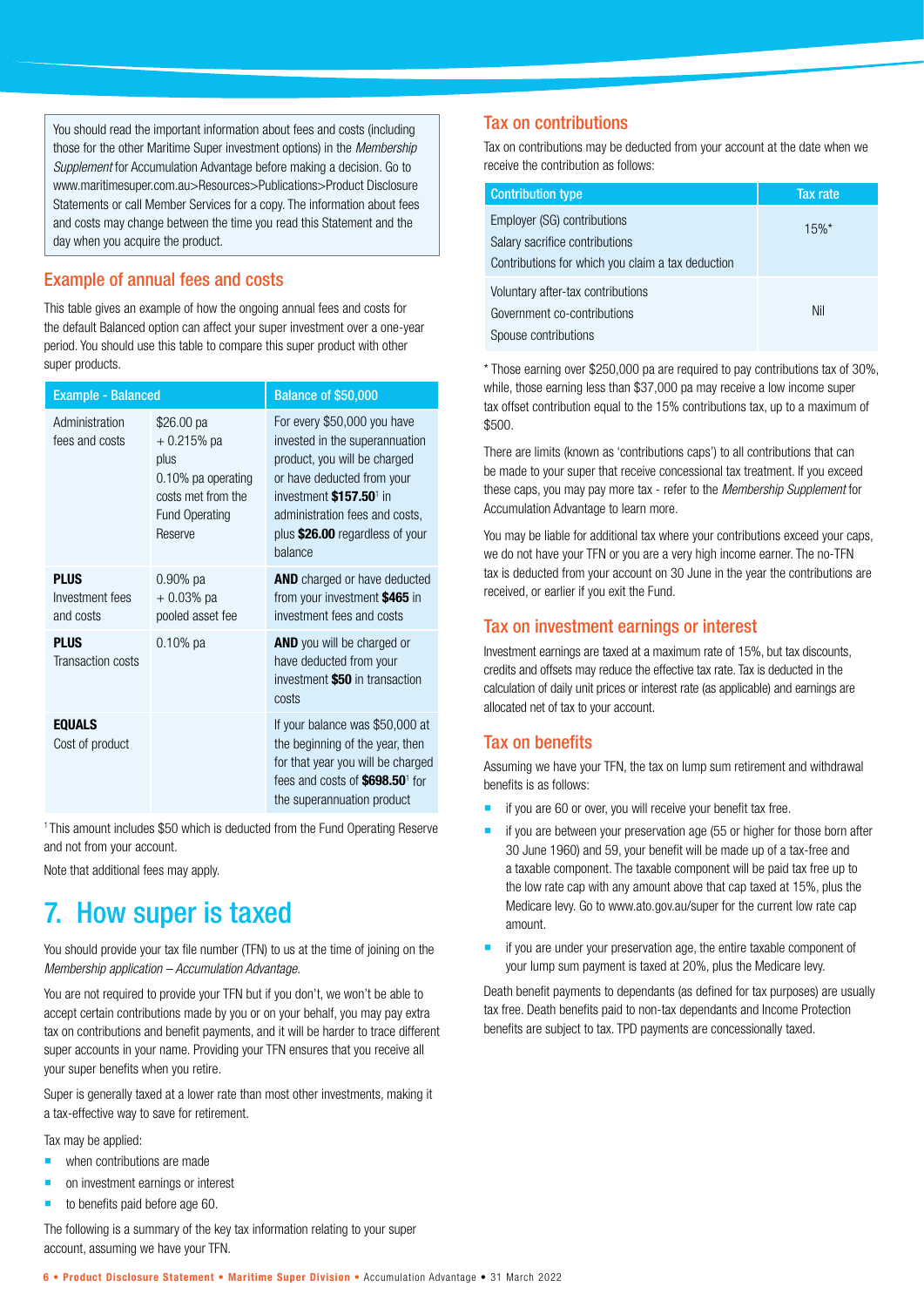You should read the important information about fees and costs (including those for the other Maritime Super investment options) in the *Membership Supplement* for Accumulation Advantage before making a decision. Go to www.maritimesuper.com.au>Resources>Publications>Product Disclosure Statements or call Member Services for a copy. The information about fees and costs may change between the time you read this Statement and the day when you acquire the product.

## Example of annual fees and costs

This table gives an example of how the ongoing annual fees and costs for the default Balanced option can affect your super investment over a one-year period. You should use this table to compare this super product with other super products.

| Example - Balanced | | Balance of $50,000 |
|---|---|---|
| Administration fees and costs | $26.00 pa + 0.215% pa plus 0.10% pa operating costs met from the Fund Operating Reserve | For every $50,000 you have invested in the superannuation product, you will be charged or have deducted from your investment **$157.50**[1] in administration fees and costs, plus **$26.00** regardless of your balance |
| **PLUS** Investment fees and costs | 0.90% pa + 0.03% pa pooled asset fee | **AND** charged or have deducted from your investment **$465** in investment fees and costs |
| **PLUS** Transaction costs | 0.10% pa | **AND** you will be charged or have deducted from your investment **$50** in transaction costs |
| **EQUALS** Cost of product | | If your balance was $50,000 at the beginning of the year, then for that year you will be charged fees and costs of **$698.50**[1] for the superannuation product |

[1] This amount includes $50 which is deducted from the Fund Operating Reserve and not from your account.

Note that additional fees may apply.

# 7. How super is taxed

You should provide your tax file number (TFN) to us at the time of joining on the *Membership application – Accumulation Advantage*.

You are not required to provide your TFN but if you don't, we won't be able to accept certain contributions made by you or on your behalf, you may pay extra tax on contributions and benefit payments, and it will be harder to trace different super accounts in your name. Providing your TFN ensures that you receive all your super benefits when you retire.

Super is generally taxed at a lower rate than most other investments, making it a tax-effective way to save for retirement.

Tax may be applied:

- when contributions are made
- on investment earnings or interest
- to benefits paid before age 60.

The following is a summary of the key tax information relating to your super account, assuming we have your TFN.

## Tax on contributions

Tax on contributions may be deducted from your account at the date when we receive the contribution as follows:

| Contribution type | Tax rate |
|---|---|
| Employer (SG) contributions<br>Salary sacrifice contributions<br>Contributions for which you claim a tax deduction | 15%* |
| Voluntary after-tax contributions<br>Government co-contributions<br>Spouse contributions | Nil |

\* Those earning over $250,000 pa are required to pay contributions tax of 30%, while, those earning less than $37,000 pa may receive a low income super tax offset contribution equal to the 15% contributions tax, up to a maximum of $500.

There are limits (known as 'contributions caps') to all contributions that can be made to your super that receive concessional tax treatment. If you exceed these caps, you may pay more tax - refer to the *Membership Supplement* for Accumulation Advantage to learn more.

You may be liable for additional tax where your contributions exceed your caps, we do not have your TFN or you are a very high income earner. The no-TFN tax is deducted from your account on 30 June in the year the contributions are received, or earlier if you exit the Fund.

## Tax on investment earnings or interest

Investment earnings are taxed at a maximum rate of 15%, but tax discounts, credits and offsets may reduce the effective tax rate. Tax is deducted in the calculation of daily unit prices or interest rate (as applicable) and earnings are allocated net of tax to your account.

## Tax on benefits

Assuming we have your TFN, the tax on lump sum retirement and withdrawal benefits is as follows:

- if you are 60 or over, you will receive your benefit tax free.
- if you are between your preservation age (55 or higher for those born after 30 June 1960) and 59, your benefit will be made up of a tax-free and a taxable component. The taxable component will be paid tax free up to the low rate cap with any amount above that cap taxed at 15%, plus the Medicare levy. Go to www.ato.gov.au/super for the current low rate cap amount.
- if you are under your preservation age, the entire taxable component of your lump sum payment is taxed at 20%, plus the Medicare levy.

Death benefit payments to dependants (as defined for tax purposes) are usually tax free. Death benefits paid to non-tax dependants and Income Protection benefits are subject to tax. TPD payments are concessionally taxed.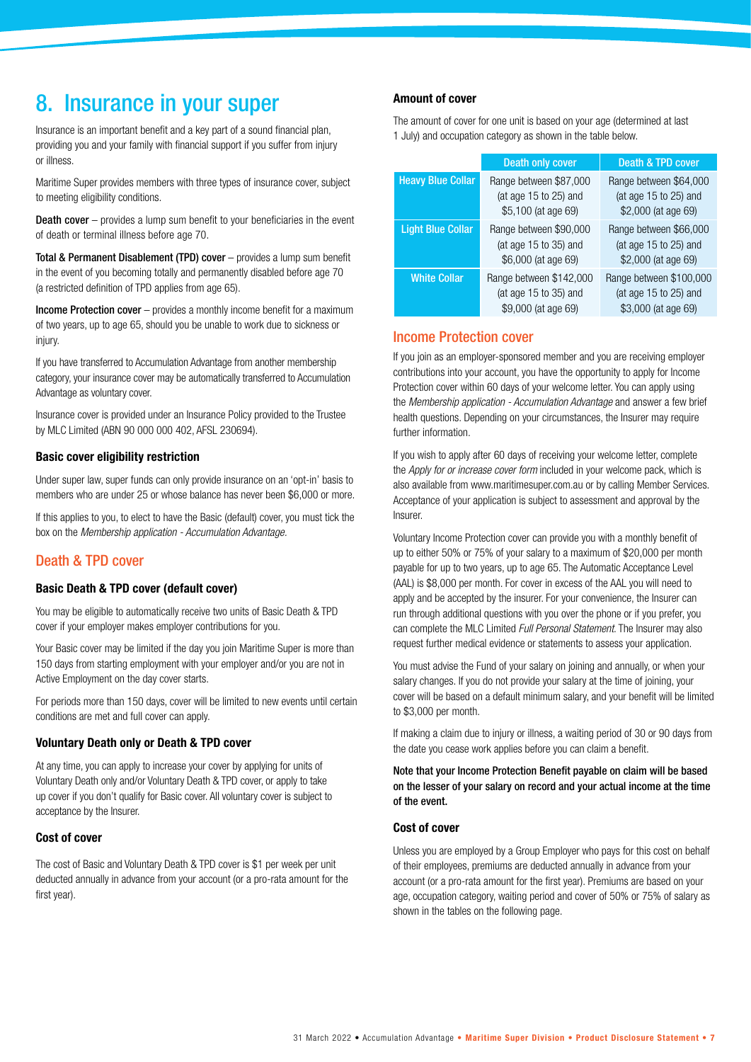# 8. Insurance in your super

Insurance is an important benefit and a key part of a sound financial plan, providing you and your family with financial support if you suffer from injury or illness.

Maritime Super provides members with three types of insurance cover, subject to meeting eligibility conditions.

**Death cover** – provides a lump sum benefit to your beneficiaries in the event of death or terminal illness before age 70.

**Total & Permanent Disablement (TPD) cover** – provides a lump sum benefit in the event of you becoming totally and permanently disabled before age 70 (a restricted definition of TPD applies from age 65).

**Income Protection cover** – provides a monthly income benefit for a maximum of two years, up to age 65, should you be unable to work due to sickness or injury.

If you have transferred to Accumulation Advantage from another membership category, your insurance cover may be automatically transferred to Accumulation Advantage as voluntary cover.

Insurance cover is provided under an Insurance Policy provided to the Trustee by MLC Limited (ABN 90 000 000 402, AFSL 230694).

### Basic cover eligibility restriction

Under super law, super funds can only provide insurance on an 'opt-in' basis to members who are under 25 or whose balance has never been $6,000 or more.

If this applies to you, to elect to have the Basic (default) cover, you must tick the box on the *Membership application - Accumulation Advantage.*

## Death & TPD cover

### Basic Death & TPD cover (default cover)

You may be eligible to automatically receive two units of Basic Death & TPD cover if your employer makes employer contributions for you.

Your Basic cover may be limited if the day you join Maritime Super is more than 150 days from starting employment with your employer and/or you are not in Active Employment on the day cover starts.

For periods more than 150 days, cover will be limited to new events until certain conditions are met and full cover can apply.

### Voluntary Death only or Death & TPD cover

At any time, you can apply to increase your cover by applying for units of Voluntary Death only and/or Voluntary Death & TPD cover, or apply to take up cover if you don't qualify for Basic cover. All voluntary cover is subject to acceptance by the Insurer.

### Cost of cover

The cost of Basic and Voluntary Death & TPD cover is $1 per week per unit deducted annually in advance from your account (or a pro-rata amount for the first year).

### Amount of cover

The amount of cover for one unit is based on your age (determined at last 1 July) and occupation category as shown in the table below.

| | Death only cover | Death & TPD cover |
|---|---|---|
| Heavy Blue Collar | Range between $87,000 (at age 15 to 25) and $5,100 (at age 69) | Range between $64,000 (at age 15 to 25) and $2,000 (at age 69) |
| Light Blue Collar | Range between $90,000 (at age 15 to 35) and $6,000 (at age 69) | Range between $66,000 (at age 15 to 25) and $2,000 (at age 69) |
| White Collar | Range between $142,000 (at age 15 to 35) and $9,000 (at age 69) | Range between $100,000 (at age 15 to 25) and $3,000 (at age 69) |

## Income Protection cover

If you join as an employer-sponsored member and you are receiving employer contributions into your account, you have the opportunity to apply for Income Protection cover within 60 days of your welcome letter. You can apply using the *Membership application - Accumulation Advantage* and answer a few brief health questions. Depending on your circumstances, the Insurer may require further information.

If you wish to apply after 60 days of receiving your welcome letter, complete the *Apply for or increase cover form* included in your welcome pack, which is also available from www.maritimesuper.com.au or by calling Member Services. Acceptance of your application is subject to assessment and approval by the Insurer.

Voluntary Income Protection cover can provide you with a monthly benefit of up to either 50% or 75% of your salary to a maximum of $20,000 per month payable for up to two years, up to age 65. The Automatic Acceptance Level (AAL) is $8,000 per month. For cover in excess of the AAL you will need to apply and be accepted by the insurer. For your convenience, the Insurer can run through additional questions with you over the phone or if you prefer, you can complete the MLC Limited *Full Personal Statement*. The Insurer may also request further medical evidence or statements to assess your application.

You must advise the Fund of your salary on joining and annually, or when your salary changes. If you do not provide your salary at the time of joining, your cover will be based on a default minimum salary, and your benefit will be limited to $3,000 per month.

If making a claim due to injury or illness, a waiting period of 30 or 90 days from the date you cease work applies before you can claim a benefit.

**Note that your Income Protection Benefit payable on claim will be based on the lesser of your salary on record and your actual income at the time of the event.**

### Cost of cover

Unless you are employed by a Group Employer who pays for this cost on behalf of their employees, premiums are deducted annually in advance from your account (or a pro-rata amount for the first year). Premiums are based on your age, occupation category, waiting period and cover of 50% or 75% of salary as shown in the tables on the following page.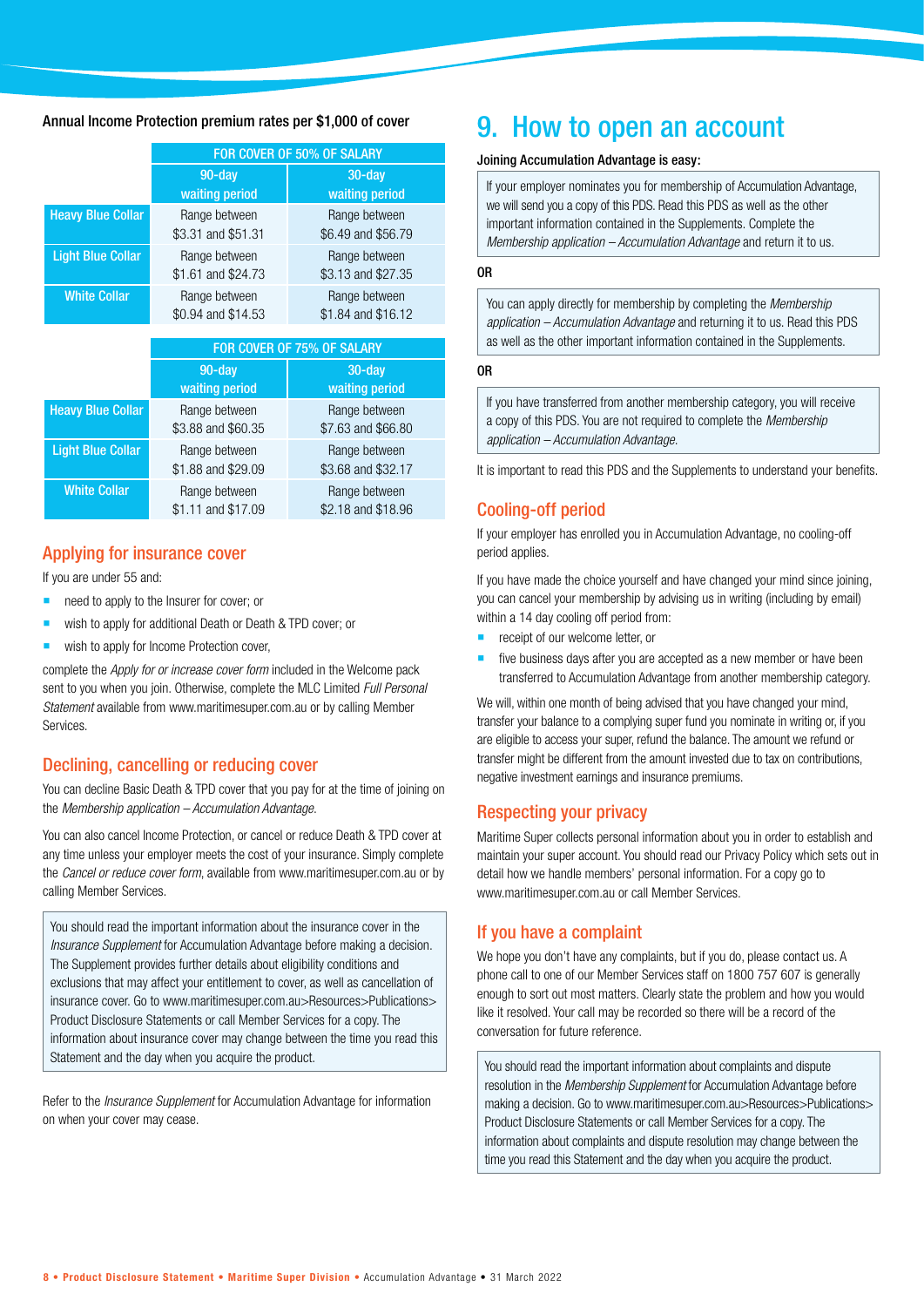**Annual Income Protection premium rates per $1,000 of cover**

| | FOR COVER OF 50% OF SALARY | |
|---|---|---|
| | 90-day waiting period | 30-day waiting period |
| Heavy Blue Collar | Range between $3.31 and $51.31 | Range between $6.49 and $56.79 |
| Light Blue Collar | Range between $1.61 and $24.73 | Range between $3.13 and $27.35 |
| White Collar | Range between $0.94 and $14.53 | Range between $1.84 and $16.12 |

| | FOR COVER OF 75% OF SALARY | |
|---|---|---|
| | 90-day waiting period | 30-day waiting period |
| Heavy Blue Collar | Range between $3.88 and $60.35 | Range between $7.63 and $66.80 |
| Light Blue Collar | Range between $1.88 and $29.09 | Range between $3.68 and $32.17 |
| White Collar | Range between $1.11 and $17.09 | Range between $2.18 and $18.96 |

## Applying for insurance cover

If you are under 55 and:

- need to apply to the Insurer for cover; or
- wish to apply for additional Death or Death & TPD cover; or
- wish to apply for Income Protection cover,

complete the *Apply for or increase cover form* included in the Welcome pack sent to you when you join. Otherwise, complete the MLC Limited *Full Personal Statement* available from www.maritimesuper.com.au or by calling Member Services.

## Declining, cancelling or reducing cover

You can decline Basic Death & TPD cover that you pay for at the time of joining on the *Membership application – Accumulation Advantage*.

You can also cancel Income Protection, or cancel or reduce Death & TPD cover at any time unless your employer meets the cost of your insurance. Simply complete the *Cancel or reduce cover form*, available from www.maritimesuper.com.au or by calling Member Services.

> You should read the important information about the insurance cover in the *Insurance Supplement* for Accumulation Advantage before making a decision. The Supplement provides further details about eligibility conditions and exclusions that may affect your entitlement to cover, as well as cancellation of insurance cover. Go to www.maritimesuper.com.au>Resources>Publications> Product Disclosure Statements or call Member Services for a copy. The information about insurance cover may change between the time you read this Statement and the day when you acquire the product.

Refer to the *Insurance Supplement* for Accumulation Advantage for information on when your cover may cease.

# 9. How to open an account

**Joining Accumulation Advantage is easy:**

> If your employer nominates you for membership of Accumulation Advantage, we will send you a copy of this PDS. Read this PDS as well as the other important information contained in the Supplements. Complete the *Membership application – Accumulation Advantage* and return it to us.

**OR**

> You can apply directly for membership by completing the *Membership application – Accumulation Advantage* and returning it to us. Read this PDS as well as the other important information contained in the Supplements.

**OR**

> If you have transferred from another membership category, you will receive a copy of this PDS. You are not required to complete the *Membership application – Accumulation Advantage.*

It is important to read this PDS and the Supplements to understand your benefits.

## Cooling-off period

If your employer has enrolled you in Accumulation Advantage, no cooling-off period applies.

If you have made the choice yourself and have changed your mind since joining, you can cancel your membership by advising us in writing (including by email) within a 14 day cooling off period from:

- receipt of our welcome letter, or
- five business days after you are accepted as a new member or have been transferred to Accumulation Advantage from another membership category.

We will, within one month of being advised that you have changed your mind, transfer your balance to a complying super fund you nominate in writing or, if you are eligible to access your super, refund the balance. The amount we refund or transfer might be different from the amount invested due to tax on contributions, negative investment earnings and insurance premiums.

## Respecting your privacy

Maritime Super collects personal information about you in order to establish and maintain your super account. You should read our Privacy Policy which sets out in detail how we handle members' personal information. For a copy go to www.maritimesuper.com.au or call Member Services.

## If you have a complaint

We hope you don't have any complaints, but if you do, please contact us. A phone call to one of our Member Services staff on 1800 757 607 is generally enough to sort out most matters. Clearly state the problem and how you would like it resolved. Your call may be recorded so there will be a record of the conversation for future reference.

> You should read the important information about complaints and dispute resolution in the *Membership Supplement* for Accumulation Advantage before making a decision. Go to www.maritimesuper.com.au>Resources>Publications> Product Disclosure Statements or call Member Services for a copy. The information about complaints and dispute resolution may change between the time you read this Statement and the day when you acquire the product.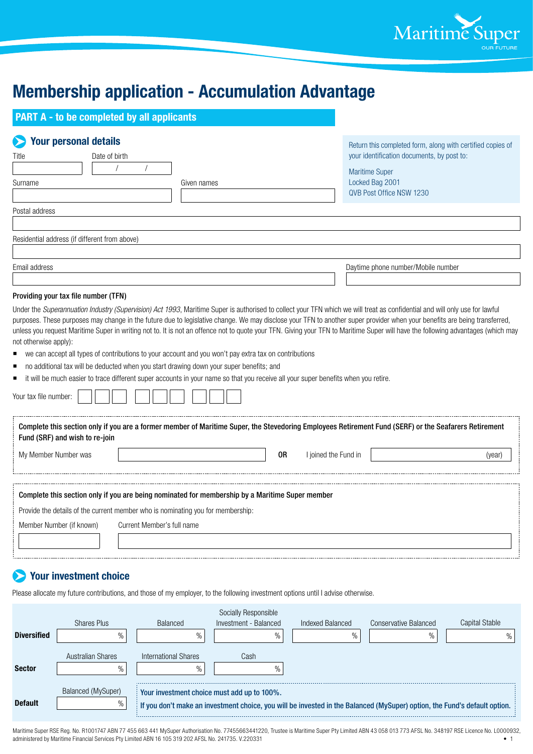Maritime Super
OUR FUTURE

# Membership application - Accumulation Advantage

## PART A - to be completed by all applicants

### Your personal details

Title

Date of birth
/ /

Surname

Given names

Postal address

Residential address (if different from above)

Email address

Daytime phone number/Mobile number

Return this completed form, along with certified copies of your identification documents, by post to:

Maritime Super
Locked Bag 2001
QVB Post Office NSW 1230

**Providing your tax file number (TFN)**

Under the *Superannuation Industry (Supervision) Act 1993*, Maritime Super is authorised to collect your TFN which we will treat as confidential and will only use for lawful purposes. These purposes may change in the future due to legislative change. We may disclose your TFN to another super provider when your benefits are being transferred, unless you request Maritime Super in writing not to. It is not an offence not to quote your TFN. Giving your TFN to Maritime Super will have the following advantages (which may not otherwise apply):

- we can accept all types of contributions to your account and you won't pay extra tax on contributions
- no additional tax will be deducted when you start drawing down your super benefits; and
- it will be much easier to trace different super accounts in your name so that you receive all your super benefits when you retire.

Your tax file number:

**Complete this section only if you are a former member of Maritime Super, the Stevedoring Employees Retirement Fund (SERF) or the Seafarers Retirement Fund (SRF) and wish to re-join**

My Member Number was **OR** I joined the Fund in (year)

**Complete this section only if you are being nominated for membership by a Maritime Super member**

Provide the details of the current member who is nominating you for membership:

Member Number (if known)

Current Member's full name

### Your investment choice

Please allocate my future contributions, and those of my employer, to the following investment options until I advise otherwise.

| | | | | | | |
|---|---|---|---|---|---|---|
| | Shares Plus | Balanced | Socially Responsible Investment - Balanced | Indexed Balanced | Conservative Balanced | Capital Stable |
| **Diversified** | % | % | % | % | % | % |
| | Australian Shares | International Shares | Cash | | | |
| **Sector** | % | % | % | | | |
| | Balanced (MySuper) | | | | | |
| **Default** | % | | | | | |

Your investment choice must add up to 100%.
If you don't make an investment choice, you will be invested in the Balanced (MySuper) option, the Fund's default option.

Maritime Super RSE Reg. No. R1001747 ABN 77 455 663 441 MySuper Authorisation No. 77455663441220, Trustee is Maritime Super Pty Limited ABN 43 058 013 773 AFSL No. 348197 RSE Licence No. L0000932, administered by Maritime Financial Services Pty Limited ABN 16 105 319 202 AFSL No. 241735. V.220331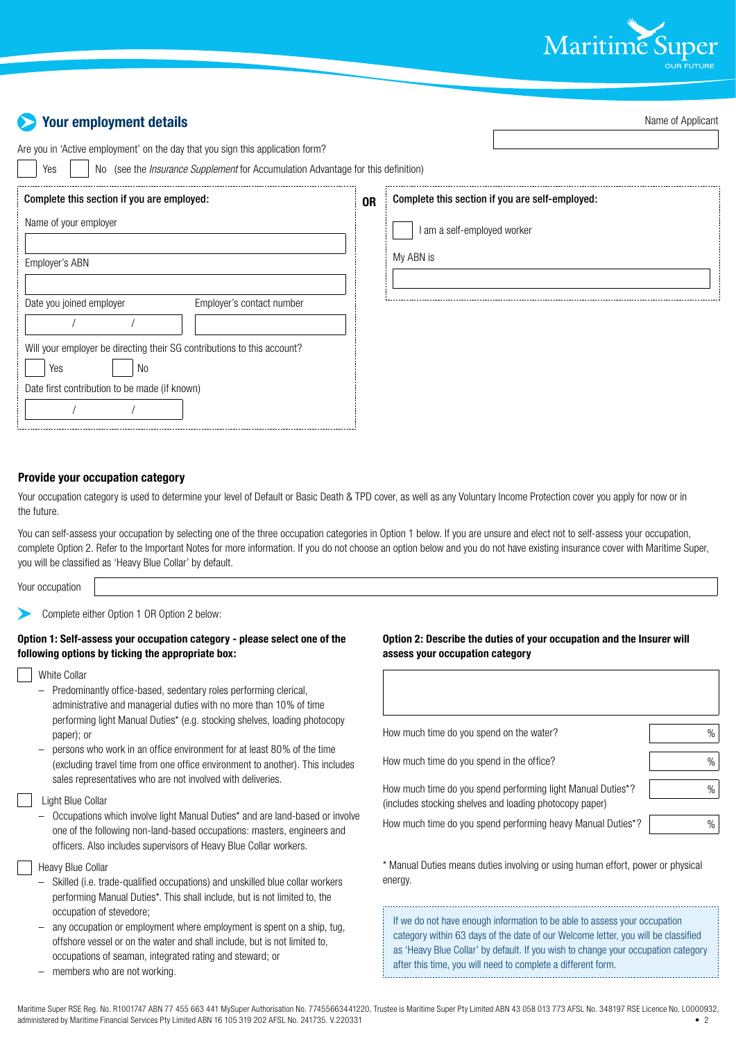## Your employment details

Name of Applicant

Are you in 'Active employment' on the day that you sign this application form?

☐ Yes ☐ No (see the *Insurance Supplement* for Accumulation Advantage for this definition)

**Complete this section if you are employed:**

Name of your employer

Employer's ABN

Date you joined employer / /

Employer's contact number

Will your employer be directing their SG contributions to this account?

☐ Yes ☐ No

Date first contribution to be made (if known) / /

**OR**

**Complete this section if you are self-employed:**

☐ I am a self-employed worker

My ABN is

### Provide your occupation category

Your occupation category is used to determine your level of Default or Basic Death & TPD cover, as well as any Voluntary Income Protection cover you apply for now or in the future.

You can self-assess your occupation by selecting one of the three occupation categories in Option 1 below. If you are unsure and elect not to self-assess your occupation, complete Option 2. Refer to the Important Notes for more information. If you do not choose an option below and you do not have existing insurance cover with Maritime Super, you will be classified as 'Heavy Blue Collar' by default.

Your occupation

Complete either Option 1 OR Option 2 below:

**Option 1: Self-assess your occupation category - please select one of the following options by ticking the appropriate box:**

☐ White Collar

- Predominantly office-based, sedentary roles performing clerical, administrative and managerial duties with no more than 10% of time performing light Manual Duties* (e.g. stocking shelves, loading photocopy paper); or
- persons who work in an office environment for at least 80% of the time (excluding travel time from one office environment to another). This includes sales representatives who are not involved with deliveries.

☐ Light Blue Collar

- Occupations which involve light Manual Duties* and are land-based or involve one of the following non-land-based occupations: masters, engineers and officers. Also includes supervisors of Heavy Blue Collar workers.

☐ Heavy Blue Collar

- Skilled (i.e. trade-qualified occupations) and unskilled blue collar workers performing Manual Duties*. This shall include, but is not limited to, the occupation of stevedore;
- any occupation or employment where employment is spent on a ship, tug, offshore vessel or on the water and shall include, but is not limited to, occupations of seaman, integrated rating and steward; or
- members who are not working.

**Option 2: Describe the duties of your occupation and the Insurer will assess your occupation category**

| | |
|---|---|
| How much time do you spend on the water? | % |
| How much time do you spend in the office? | % |
| How much time do you spend performing light Manual Duties*? (includes stocking shelves and loading photocopy paper) | % |
| How much time do you spend performing heavy Manual Duties*? | % |

* Manual Duties means duties involving or using human effort, power or physical energy.

If we do not have enough information to be able to assess your occupation category within 63 days of the date of our Welcome letter, you will be classified as 'Heavy Blue Collar' by default. If you wish to change your occupation category after this time, you will need to complete a different form.

Maritime Super RSE Reg. No. R1001747 ABN 77 455 663 441 MySuper Authorisation No. 77455663441220, Trustee is Maritime Super Pty Limited ABN 43 058 013 773 AFSL No. 348197 RSE Licence No. L0000932, administered by Maritime Financial Services Pty Limited ABN 16 105 319 202 AFSL No. 241735. V.220331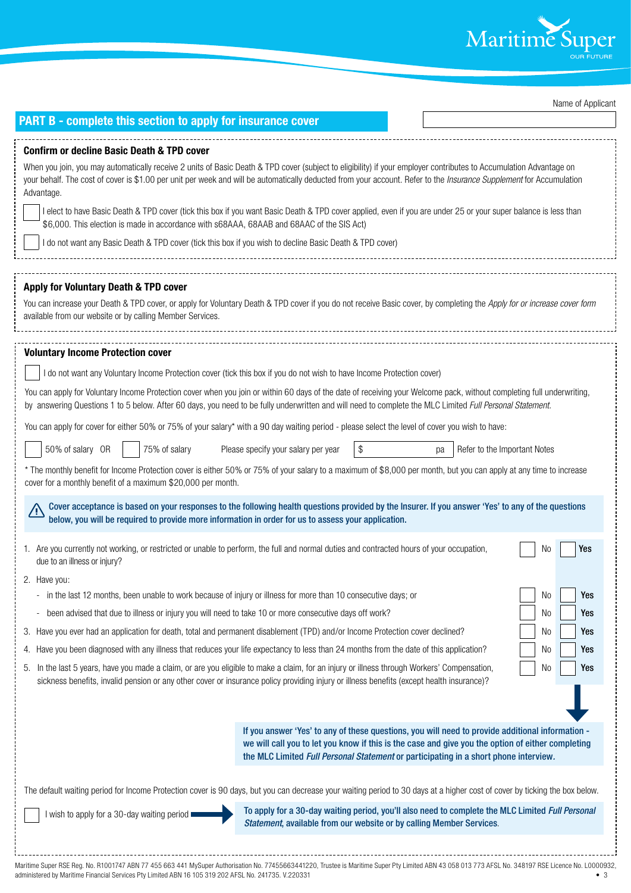Name of Applicant

## PART B - complete this section to apply for insurance cover

### Confirm or decline Basic Death & TPD cover

When you join, you may automatically receive 2 units of Basic Death & TPD cover (subject to eligibility) if your employer contributes to Accumulation Advantage on your behalf. The cost of cover is $1.00 per unit per week and will be automatically deducted from your account. Refer to the *Insurance Supplement* for Accumulation Advantage.

☐ I elect to have Basic Death & TPD cover (tick this box if you want Basic Death & TPD cover applied, even if you are under 25 or your super balance is less than $6,000. This election is made in accordance with s68AAA, 68AAB and 68AAC of the SIS Act)

☐ I do not want any Basic Death & TPD cover (tick this box if you wish to decline Basic Death & TPD cover)

### Apply for Voluntary Death & TPD cover

You can increase your Death & TPD cover, or apply for Voluntary Death & TPD cover if you do not receive Basic cover, by completing the *Apply for or increase cover form* available from our website or by calling Member Services.

### Voluntary Income Protection cover

☐ I do not want any Voluntary Income Protection cover (tick this box if you do not wish to have Income Protection cover)

You can apply for Voluntary Income Protection cover when you join or within 60 days of the date of receiving your Welcome pack, without completing full underwriting, by answering Questions 1 to 5 below. After 60 days, you need to be fully underwritten and will need to complete the MLC Limited *Full Personal Statement*.

You can apply for cover for either 50% or 75% of your salary* with a 90 day waiting period - please select the level of cover you wish to have:

☐ 50% of salary OR ☐ 75% of salary Please specify your salary per year $ ____________ pa Refer to the Important Notes

\* The monthly benefit for Income Protection cover is either 50% or 75% of your salary to a maximum of $8,000 per month, but you can apply at any time to increase cover for a monthly benefit of a maximum $20,000 per month.

**Cover acceptance is based on your responses to the following health questions provided by the Insurer. If you answer 'Yes' to any of the questions below, you will be required to provide more information in order for us to assess your application.**

1. Are you currently not working, or restricted or unable to perform, the full and normal duties and contracted hours of your occupation, due to an illness or injury? ☐ No ☐ **Yes**
2. Have you:
   - in the last 12 months, been unable to work because of injury or illness for more than 10 consecutive days; or ☐ No ☐ **Yes**
   - been advised that due to illness or injury you will need to take 10 or more consecutive days off work? ☐ No ☐ **Yes**
3. Have you ever had an application for death, total and permanent disablement (TPD) and/or Income Protection cover declined? ☐ No ☐ **Yes**
4. Have you been diagnosed with any illness that reduces your life expectancy to less than 24 months from the date of this application? ☐ No ☐ **Yes**
5. In the last 5 years, have you made a claim, or are you eligible to make a claim, for an injury or illness through Workers' Compensation, sickness benefits, invalid pension or any other cover or insurance policy providing injury or illness benefits (except health insurance)? ☐ No ☐ **Yes**

**If you answer 'Yes' to any of these questions, you will need to provide additional information - we will call you to let you know if this is the case and give you the option of either completing the MLC Limited *Full Personal Statement* or participating in a short phone interview.**

The default waiting period for Income Protection cover is 90 days, but you can decrease your waiting period to 30 days at a higher cost of cover by ticking the box below.

☐ I wish to apply for a 30-day waiting period → **To apply for a 30-day waiting period, you'll also need to complete the MLC Limited *Full Personal Statement*, available from our website or by calling Member Services.**

Maritime Super RSE Reg. No. R1001747 ABN 77 455 663 441 MySuper Authorisation No. 77455663441220, Trustee is Maritime Super Pty Limited ABN 43 058 013 773 AFSL No. 348197 RSE Licence No. L0000932, administered by Maritime Financial Services Pty Limited ABN 16 105 319 202 AFSL No. 241735. V.220331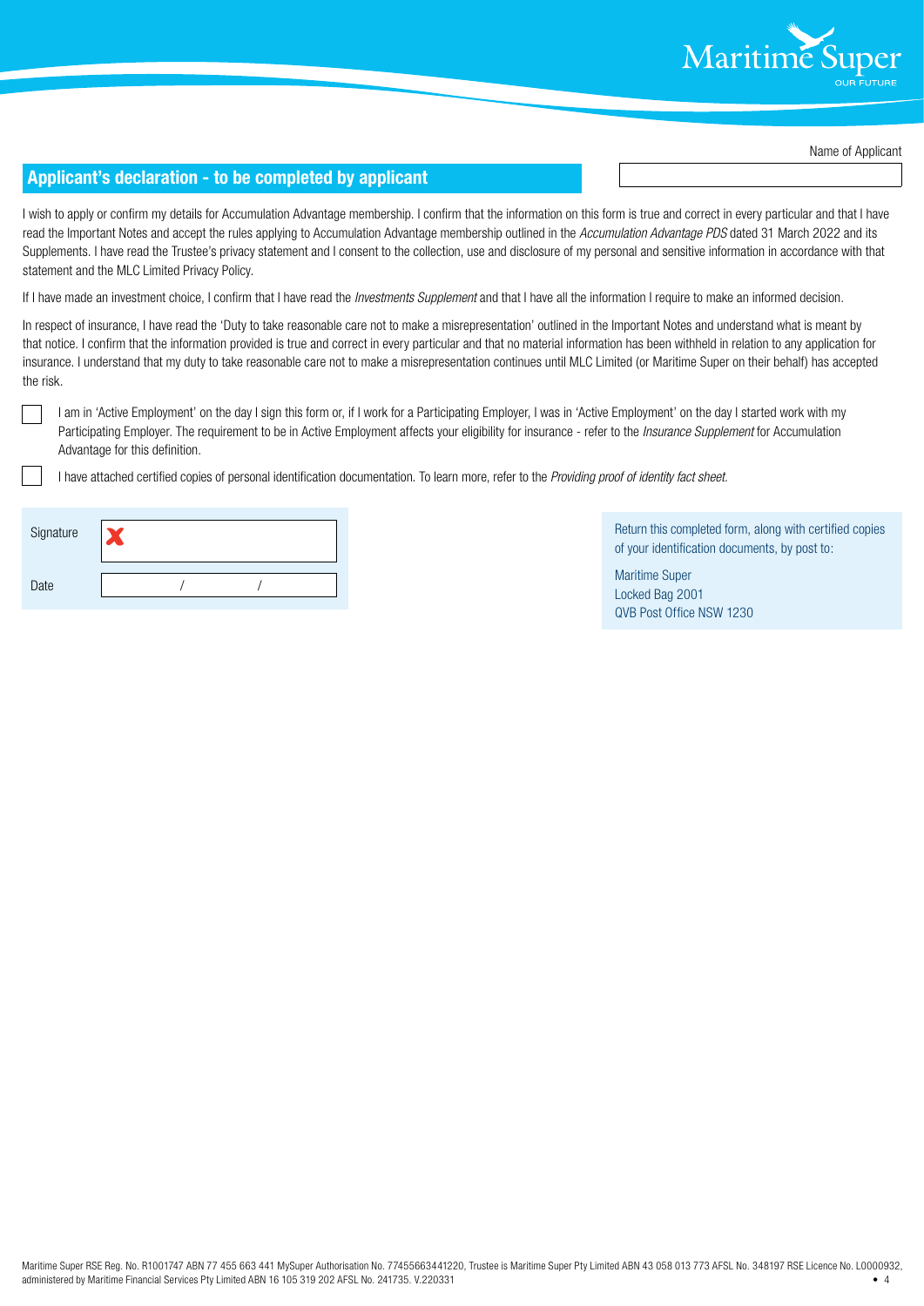Name of Applicant

## Applicant's declaration - to be completed by applicant

I wish to apply or confirm my details for Accumulation Advantage membership. I confirm that the information on this form is true and correct in every particular and that I have read the Important Notes and accept the rules applying to Accumulation Advantage membership outlined in the *Accumulation Advantage PDS* dated 31 March 2022 and its Supplements. I have read the Trustee's privacy statement and I consent to the collection, use and disclosure of my personal and sensitive information in accordance with that statement and the MLC Limited Privacy Policy.

If I have made an investment choice, I confirm that I have read the *Investments Supplement* and that I have all the information I require to make an informed decision.

In respect of insurance, I have read the 'Duty to take reasonable care not to make a misrepresentation' outlined in the Important Notes and understand what is meant by that notice. I confirm that the information provided is true and correct in every particular and that no material information has been withheld in relation to any application for insurance. I understand that my duty to take reasonable care not to make a misrepresentation continues until MLC Limited (or Maritime Super on their behalf) has accepted the risk.

- [ ] I am in 'Active Employment' on the day I sign this form or, if I work for a Participating Employer, I was in 'Active Employment' on the day I started work with my Participating Employer. The requirement to be in Active Employment affects your eligibility for insurance - refer to the *Insurance Supplement* for Accumulation Advantage for this definition.
- [ ] I have attached certified copies of personal identification documentation. To learn more, refer to the *Providing proof of identity fact sheet*.

Signature ✘

Date / /

Return this completed form, along with certified copies of your identification documents, by post to:

Maritime Super
Locked Bag 2001
QVB Post Office NSW 1230

Maritime Super RSE Reg. No. R1001747 ABN 77 455 663 441 MySuper Authorisation No. 77455663441220, Trustee is Maritime Super Pty Limited ABN 43 058 013 773 AFSL No. 348197 RSE Licence No. L0000932, administered by Maritime Financial Services Pty Limited ABN 16 105 319 202 AFSL No. 241735. V.220331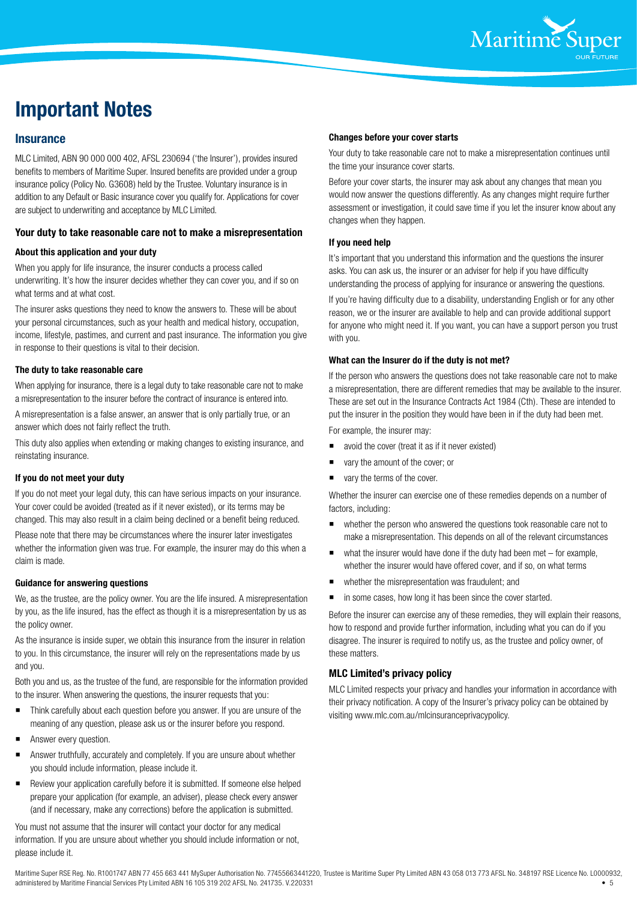# Important Notes

## Insurance

MLC Limited, ABN 90 000 000 402, AFSL 230694 ('the Insurer'), provides insured benefits to members of Maritime Super. Insured benefits are provided under a group insurance policy (Policy No. G3608) held by the Trustee. Voluntary insurance is in addition to any Default or Basic insurance cover you qualify for. Applications for cover are subject to underwriting and acceptance by MLC Limited.

### Your duty to take reasonable care not to make a misrepresentation

#### About this application and your duty

When you apply for life insurance, the insurer conducts a process called underwriting. It's how the insurer decides whether they can cover you, and if so on what terms and at what cost.

The insurer asks questions they need to know the answers to. These will be about your personal circumstances, such as your health and medical history, occupation, income, lifestyle, pastimes, and current and past insurance. The information you give in response to their questions is vital to their decision.

#### The duty to take reasonable care

When applying for insurance, there is a legal duty to take reasonable care not to make a misrepresentation to the insurer before the contract of insurance is entered into.

A misrepresentation is a false answer, an answer that is only partially true, or an answer which does not fairly reflect the truth.

This duty also applies when extending or making changes to existing insurance, and reinstating insurance.

#### If you do not meet your duty

If you do not meet your legal duty, this can have serious impacts on your insurance. Your cover could be avoided (treated as if it never existed), or its terms may be changed. This may also result in a claim being declined or a benefit being reduced.

Please note that there may be circumstances where the insurer later investigates whether the information given was true. For example, the insurer may do this when a claim is made.

#### Guidance for answering questions

We, as the trustee, are the policy owner. You are the life insured. A misrepresentation by you, as the life insured, has the effect as though it is a misrepresentation by us as the policy owner.

As the insurance is inside super, we obtain this insurance from the insurer in relation to you. In this circumstance, the insurer will rely on the representations made by us and you.

Both you and us, as the trustee of the fund, are responsible for the information provided to the insurer. When answering the questions, the insurer requests that you:

- Think carefully about each question before you answer. If you are unsure of the meaning of any question, please ask us or the insurer before you respond.
- Answer every question.
- Answer truthfully, accurately and completely. If you are unsure about whether you should include information, please include it.
- Review your application carefully before it is submitted. If someone else helped prepare your application (for example, an adviser), please check every answer (and if necessary, make any corrections) before the application is submitted.

You must not assume that the insurer will contact your doctor for any medical information. If you are unsure about whether you should include information or not, please include it.

#### Changes before your cover starts

Your duty to take reasonable care not to make a misrepresentation continues until the time your insurance cover starts.

Before your cover starts, the insurer may ask about any changes that mean you would now answer the questions differently. As any changes might require further assessment or investigation, it could save time if you let the insurer know about any changes when they happen.

#### If you need help

It's important that you understand this information and the questions the insurer asks. You can ask us, the insurer or an adviser for help if you have difficulty understanding the process of applying for insurance or answering the questions.

If you're having difficulty due to a disability, understanding English or for any other reason, we or the insurer are available to help and can provide additional support for anyone who might need it. If you want, you can have a support person you trust with you.

#### What can the Insurer do if the duty is not met?

If the person who answers the questions does not take reasonable care not to make a misrepresentation, there are different remedies that may be available to the insurer. These are set out in the Insurance Contracts Act 1984 (Cth). These are intended to put the insurer in the position they would have been in if the duty had been met.

For example, the insurer may:

- avoid the cover (treat it as if it never existed)
- vary the amount of the cover; or
- vary the terms of the cover.

Whether the insurer can exercise one of these remedies depends on a number of factors, including:

- whether the person who answered the questions took reasonable care not to make a misrepresentation. This depends on all of the relevant circumstances
- what the insurer would have done if the duty had been met – for example, whether the insurer would have offered cover, and if so, on what terms
- whether the misrepresentation was fraudulent; and
- in some cases, how long it has been since the cover started.

Before the insurer can exercise any of these remedies, they will explain their reasons, how to respond and provide further information, including what you can do if you disagree. The insurer is required to notify us, as the trustee and policy owner, of these matters.

### MLC Limited's privacy policy

MLC Limited respects your privacy and handles your information in accordance with their privacy notification. A copy of the Insurer's privacy policy can be obtained by visiting www.mlc.com.au/mlcinsuranceprivacypolicy.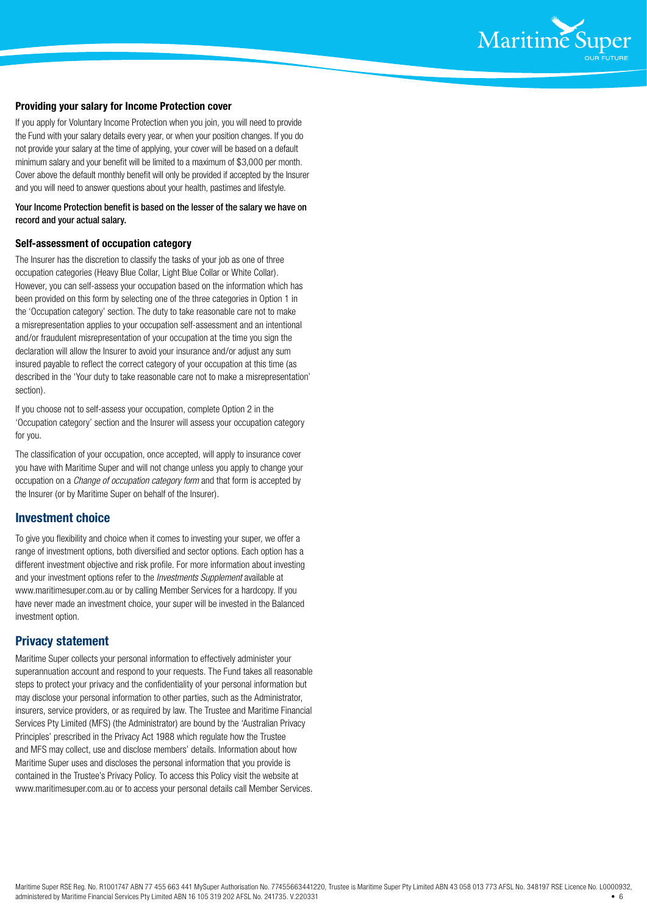### Providing your salary for Income Protection cover

If you apply for Voluntary Income Protection when you join, you will need to provide the Fund with your salary details every year, or when your position changes. If you do not provide your salary at the time of applying, your cover will be based on a default minimum salary and your benefit will be limited to a maximum of $3,000 per month. Cover above the default monthly benefit will only be provided if accepted by the Insurer and you will need to answer questions about your health, pastimes and lifestyle.

**Your Income Protection benefit is based on the lesser of the salary we have on record and your actual salary.**

### Self-assessment of occupation category

The Insurer has the discretion to classify the tasks of your job as one of three occupation categories (Heavy Blue Collar, Light Blue Collar or White Collar). However, you can self-assess your occupation based on the information which has been provided on this form by selecting one of the three categories in Option 1 in the 'Occupation category' section. The duty to take reasonable care not to make a misrepresentation applies to your occupation self-assessment and an intentional and/or fraudulent misrepresentation of your occupation at the time you sign the declaration will allow the Insurer to avoid your insurance and/or adjust any sum insured payable to reflect the correct category of your occupation at this time (as described in the 'Your duty to take reasonable care not to make a misrepresentation' section).

If you choose not to self-assess your occupation, complete Option 2 in the 'Occupation category' section and the Insurer will assess your occupation category for you.

The classification of your occupation, once accepted, will apply to insurance cover you have with Maritime Super and will not change unless you apply to change your occupation on a *Change of occupation category form* and that form is accepted by the Insurer (or by Maritime Super on behalf of the Insurer).

## Investment choice

To give you flexibility and choice when it comes to investing your super, we offer a range of investment options, both diversified and sector options. Each option has a different investment objective and risk profile. For more information about investing and your investment options refer to the *Investments Supplement* available at www.maritimesuper.com.au or by calling Member Services for a hardcopy. If you have never made an investment choice, your super will be invested in the Balanced investment option.

## Privacy statement

Maritime Super collects your personal information to effectively administer your superannuation account and respond to your requests. The Fund takes all reasonable steps to protect your privacy and the confidentiality of your personal information but may disclose your personal information to other parties, such as the Administrator, insurers, service providers, or as required by law. The Trustee and Maritime Financial Services Pty Limited (MFS) (the Administrator) are bound by the 'Australian Privacy Principles' prescribed in the Privacy Act 1988 which regulate how the Trustee and MFS may collect, use and disclose members' details. Information about how Maritime Super uses and discloses the personal information that you provide is contained in the Trustee's Privacy Policy. To access this Policy visit the website at www.maritimesuper.com.au or to access your personal details call Member Services.

Maritime Super RSE Reg. No. R1001747 ABN 77 455 663 441 MySuper Authorisation No. 77455663441220, Trustee is Maritime Super Pty Limited ABN 43 058 013 773 AFSL No. 348197 RSE Licence No. L0000932, administered by Maritime Financial Services Pty Limited ABN 16 105 319 202 AFSL No. 241735. V.220331